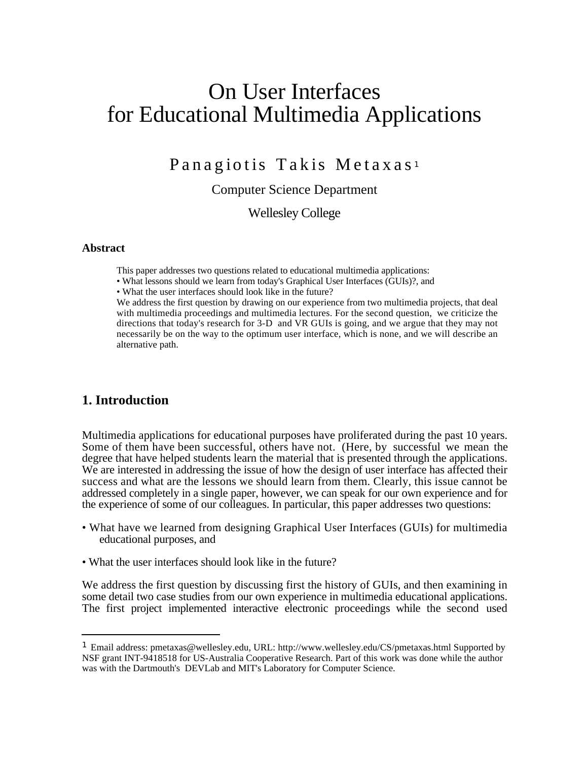# On User Interfaces for Educational Multimedia Applications

## Panagiotis Takis Metaxas[1]

Computer Science Department

Wellesley College

### Abstract

This paper addresses two questions related to educational multimedia applications:

• What lessons should we learn from today's Graphical User Interfaces (GUIs)?, and

• What the user interfaces should look like in the future?

We address the first question by drawing on our experience from two multimedia projects, that deal with multimedia proceedings and multimedia lectures. For the second question, we criticize the directions that today's research for 3-D and VR GUIs is going, and we argue that they may not necessarily be on the way to the optimum user interface, which is none, and we will describe an alternative path.

## 1. Introduction

Multimedia applications for educational purposes have proliferated during the past 10 years. Some of them have been successful, others have not. (Here, by successful we mean the degree that have helped students learn the material that is presented through the applications. We are interested in addressing the issue of how the design of user interface has affected their success and what are the lessons we should learn from them. Clearly, this issue cannot be addressed completely in a single paper, however, we can speak for our own experience and for the experience of some of our colleagues. In particular, this paper addresses two questions:

• What have we learned from designing Graphical User Interfaces (GUIs) for multimedia educational purposes, and

• What the user interfaces should look like in the future?

We address the first question by discussing first the history of GUIs, and then examining in some detail two case studies from our own experience in multimedia educational applications. The first project implemented interactive electronic proceedings while the second used

---

[1] Email address: pmetaxas@wellesley.edu, URL: http://www.wellesley.edu/CS/pmetaxas.html Supported by NSF grant INT-9418518 for US-Australia Cooperative Research. Part of this work was done while the author was with the Dartmouth's DEVLab and MIT's Laboratory for Computer Science.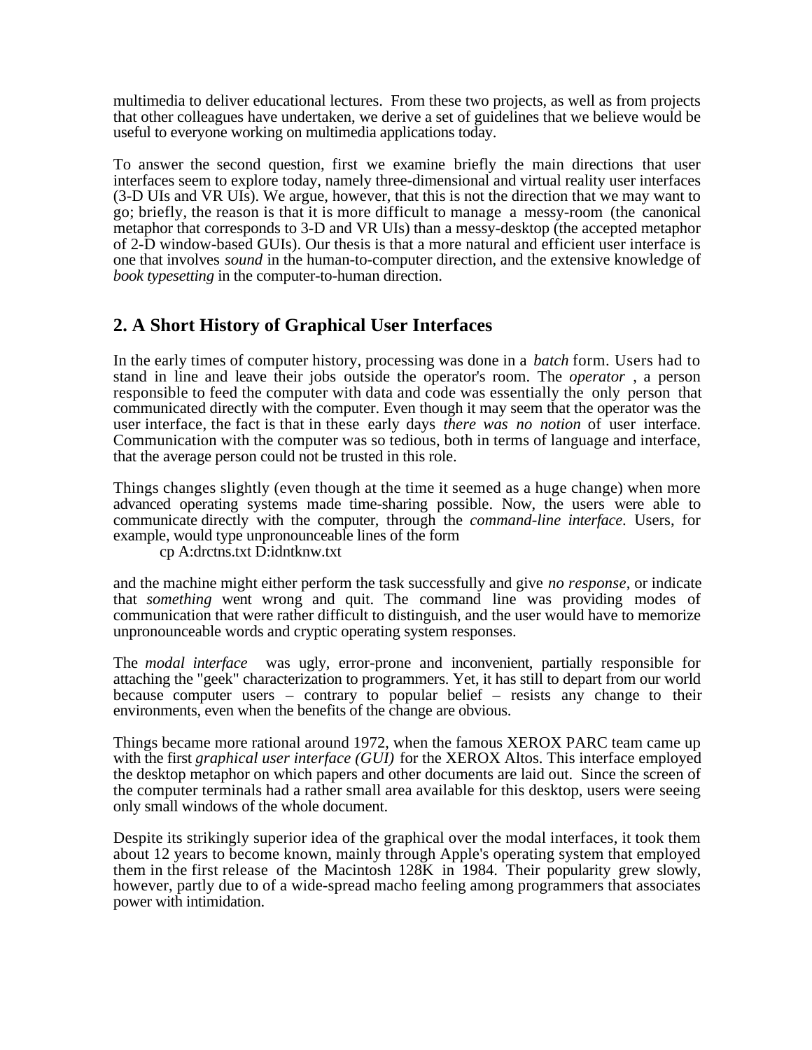multimedia to deliver educational lectures. From these two projects, as well as from projects that other colleagues have undertaken, we derive a set of guidelines that we believe would be useful to everyone working on multimedia applications today.

To answer the second question, first we examine briefly the main directions that user interfaces seem to explore today, namely three-dimensional and virtual reality user interfaces (3-D UIs and VR UIs). We argue, however, that this is not the direction that we may want to go; briefly, the reason is that it is more difficult to manage a messy-room (the canonical metaphor that corresponds to 3-D and VR UIs) than a messy-desktop (the accepted metaphor of 2-D window-based GUIs). Our thesis is that a more natural and efficient user interface is one that involves *sound* in the human-to-computer direction, and the extensive knowledge of *book typesetting* in the computer-to-human direction.

## 2. A Short History of Graphical User Interfaces

In the early times of computer history, processing was done in a *batch* form. Users had to stand in line and leave their jobs outside the operator's room. The *operator* , a person responsible to feed the computer with data and code was essentially the only person that communicated directly with the computer. Even though it may seem that the operator was the user interface, the fact is that in these early days *there was no notion* of user interface. Communication with the computer was so tedious, both in terms of language and interface, that the average person could not be trusted in this role.

Things changes slightly (even though at the time it seemed as a huge change) when more advanced operating systems made time-sharing possible. Now, the users were able to communicate directly with the computer, through the *command-line interface.* Users, for example, would type unpronounceable lines of the form

```
cp A:drctns.txt D:idntknw.txt
```

and the machine might either perform the task successfully and give *no response*, or indicate that *something* went wrong and quit. The command line was providing modes of communication that were rather difficult to distinguish, and the user would have to memorize unpronounceable words and cryptic operating system responses.

The *modal interface* was ugly, error-prone and inconvenient, partially responsible for attaching the "geek" characterization to programmers. Yet, it has still to depart from our world because computer users – contrary to popular belief – resists any change to their environments, even when the benefits of the change are obvious.

Things became more rational around 1972, when the famous XEROX PARC team came up with the first *graphical user interface (GUI)* for the XEROX Altos. This interface employed the desktop metaphor on which papers and other documents are laid out. Since the screen of the computer terminals had a rather small area available for this desktop, users were seeing only small windows of the whole document.

Despite its strikingly superior idea of the graphical over the modal interfaces, it took them about 12 years to become known, mainly through Apple's operating system that employed them in the first release of the Macintosh 128K in 1984. Their popularity grew slowly, however, partly due to of a wide-spread macho feeling among programmers that associates power with intimidation.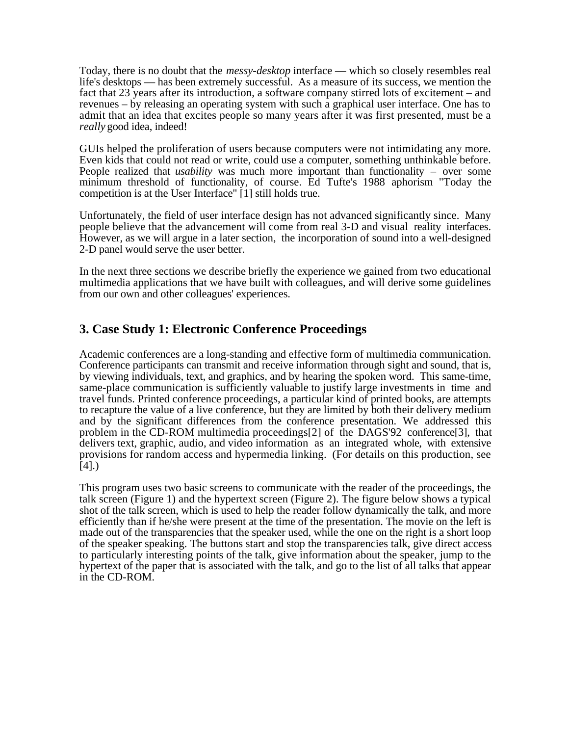Today, there is no doubt that the *messy-desktop* interface — which so closely resembles real life's desktops — has been extremely successful. As a measure of its success, we mention the fact that 23 years after its introduction, a software company stirred lots of excitement – and revenues – by releasing an operating system with such a graphical user interface. One has to admit that an idea that excites people so many years after it was first presented, must be a *really* good idea, indeed!

GUIs helped the proliferation of users because computers were not intimidating any more. Even kids that could not read or write, could use a computer, something unthinkable before. People realized that *usability* was much more important than functionality – over some minimum threshold of functionality, of course. Ed Tufte's 1988 aphorism "Today the competition is at the User Interface" [1] still holds true.

Unfortunately, the field of user interface design has not advanced significantly since. Many people believe that the advancement will come from real 3-D and visual reality interfaces. However, as we will argue in a later section, the incorporation of sound into a well-designed 2-D panel would serve the user better.

In the next three sections we describe briefly the experience we gained from two educational multimedia applications that we have built with colleagues, and will derive some guidelines from our own and other colleagues' experiences.

## 3. Case Study 1: Electronic Conference Proceedings

Academic conferences are a long-standing and effective form of multimedia communication. Conference participants can transmit and receive information through sight and sound, that is, by viewing individuals, text, and graphics, and by hearing the spoken word. This same-time, same-place communication is sufficiently valuable to justify large investments in time and travel funds. Printed conference proceedings, a particular kind of printed books, are attempts to recapture the value of a live conference, but they are limited by both their delivery medium and by the significant differences from the conference presentation. We addressed this problem in the CD-ROM multimedia proceedings[2] of the DAGS'92 conference[3], that delivers text, graphic, audio, and video information as an integrated whole, with extensive provisions for random access and hypermedia linking. (For details on this production, see [4].)

This program uses two basic screens to communicate with the reader of the proceedings, the talk screen (Figure 1) and the hypertext screen (Figure 2). The figure below shows a typical shot of the talk screen, which is used to help the reader follow dynamically the talk, and more efficiently than if he/she were present at the time of the presentation. The movie on the left is made out of the transparencies that the speaker used, while the one on the right is a short loop of the speaker speaking. The buttons start and stop the transparencies talk, give direct access to particularly interesting points of the talk, give information about the speaker, jump to the hypertext of the paper that is associated with the talk, and go to the list of all talks that appear in the CD-ROM.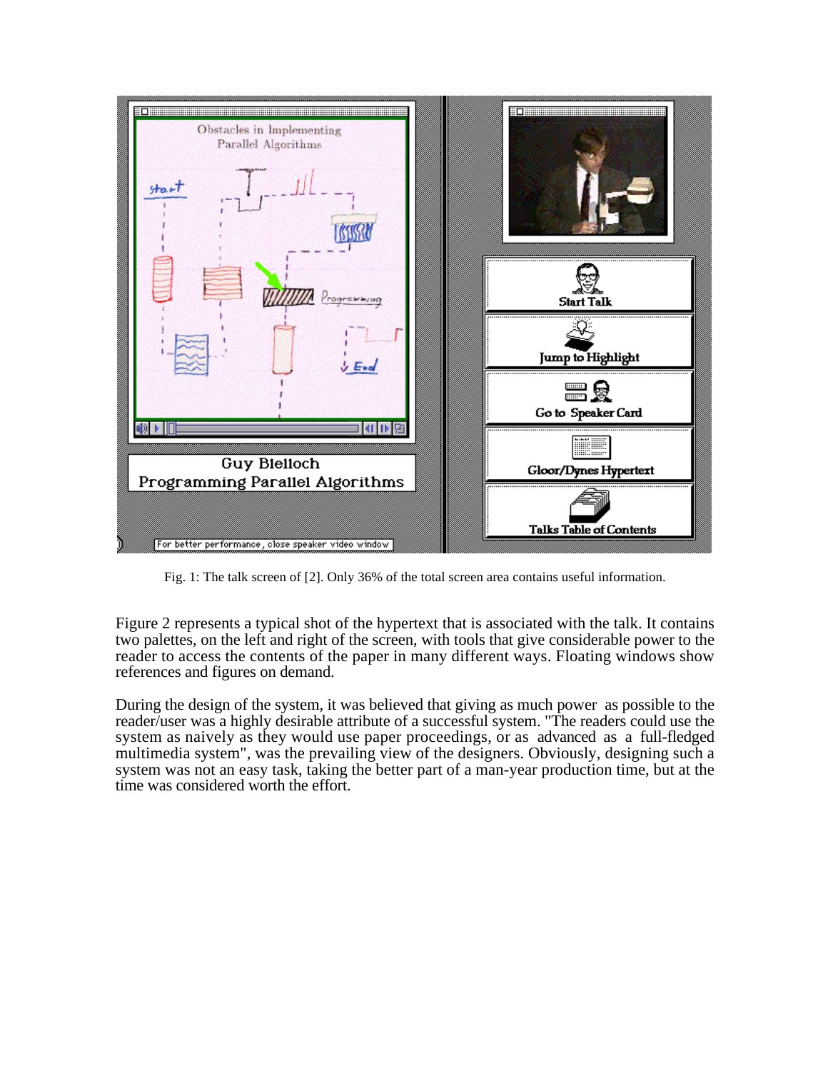Fig. 1: The talk screen of [2]. Only 36% of the total screen area contains useful information.

Figure 2 represents a typical shot of the hypertext that is associated with the talk. It contains two palettes, on the left and right of the screen, with tools that give considerable power to the reader to access the contents of the paper in many different ways. Floating windows show references and figures on demand.

During the design of the system, it was believed that giving as much power as possible to the reader/user was a highly desirable attribute of a successful system. "The readers could use the system as naively as they would use paper proceedings, or as advanced as a full-fledged multimedia system", was the prevailing view of the designers. Obviously, designing such a system was not an easy task, taking the better part of a man-year production time, but at the time was considered worth the effort.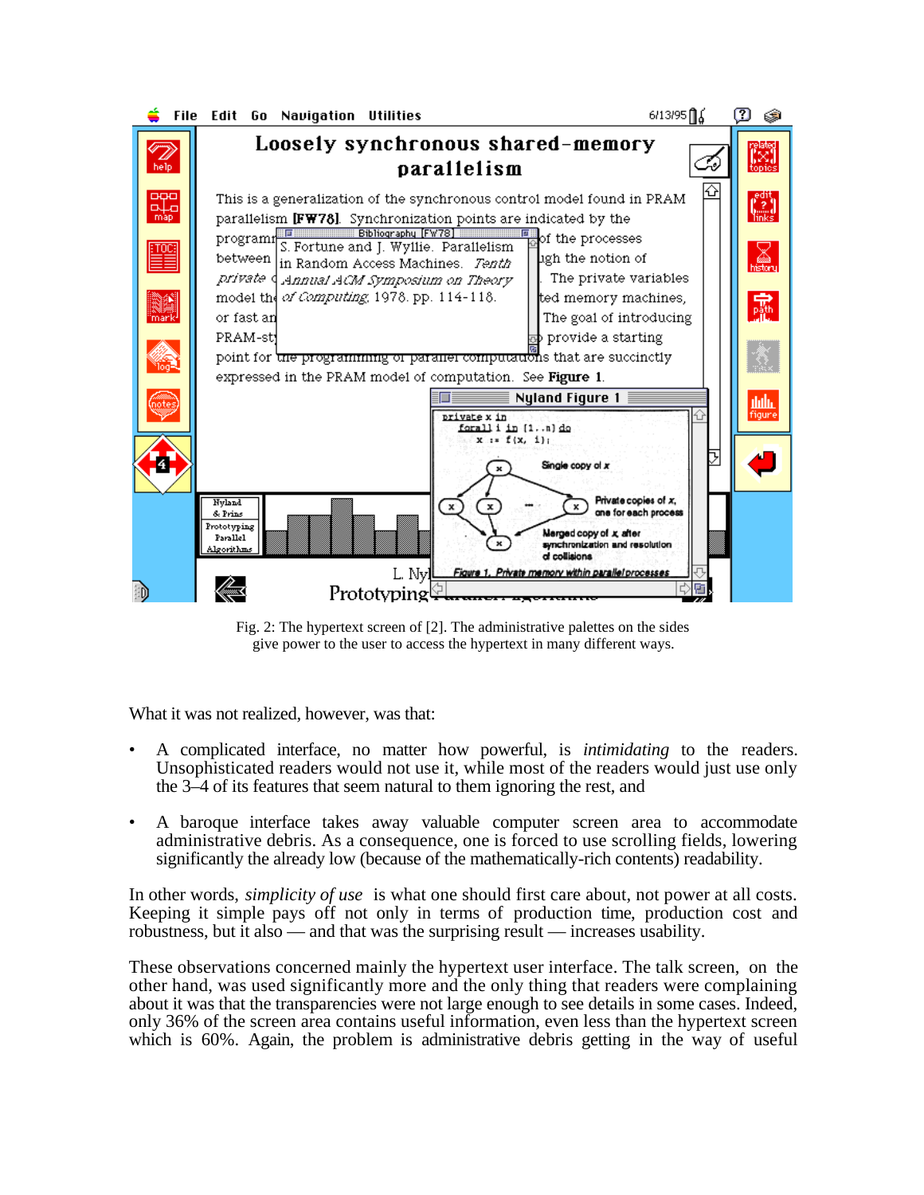Fig. 2: The hypertext screen of [2]. The administrative palettes on the sides give power to the user to access the hypertext in many different ways.

What it was not realized, however, was that:

- A complicated interface, no matter how powerful, is *intimidating* to the readers. Unsophisticated readers would not use it, while most of the readers would just use only the 3–4 of its features that seem natural to them ignoring the rest, and
- A baroque interface takes away valuable computer screen area to accommodate administrative debris. As a consequence, one is forced to use scrolling fields, lowering significantly the already low (because of the mathematically-rich contents) readability.

In other words, *simplicity of use* is what one should first care about, not power at all costs. Keeping it simple pays off not only in terms of production time, production cost and robustness, but it also — and that was the surprising result — increases usability.

These observations concerned mainly the hypertext user interface. The talk screen, on the other hand, was used significantly more and the only thing that readers were complaining about it was that the transparencies were not large enough to see details in some cases. Indeed, only 36% of the screen area contains useful information, even less than the hypertext screen which is 60%. Again, the problem is administrative debris getting in the way of useful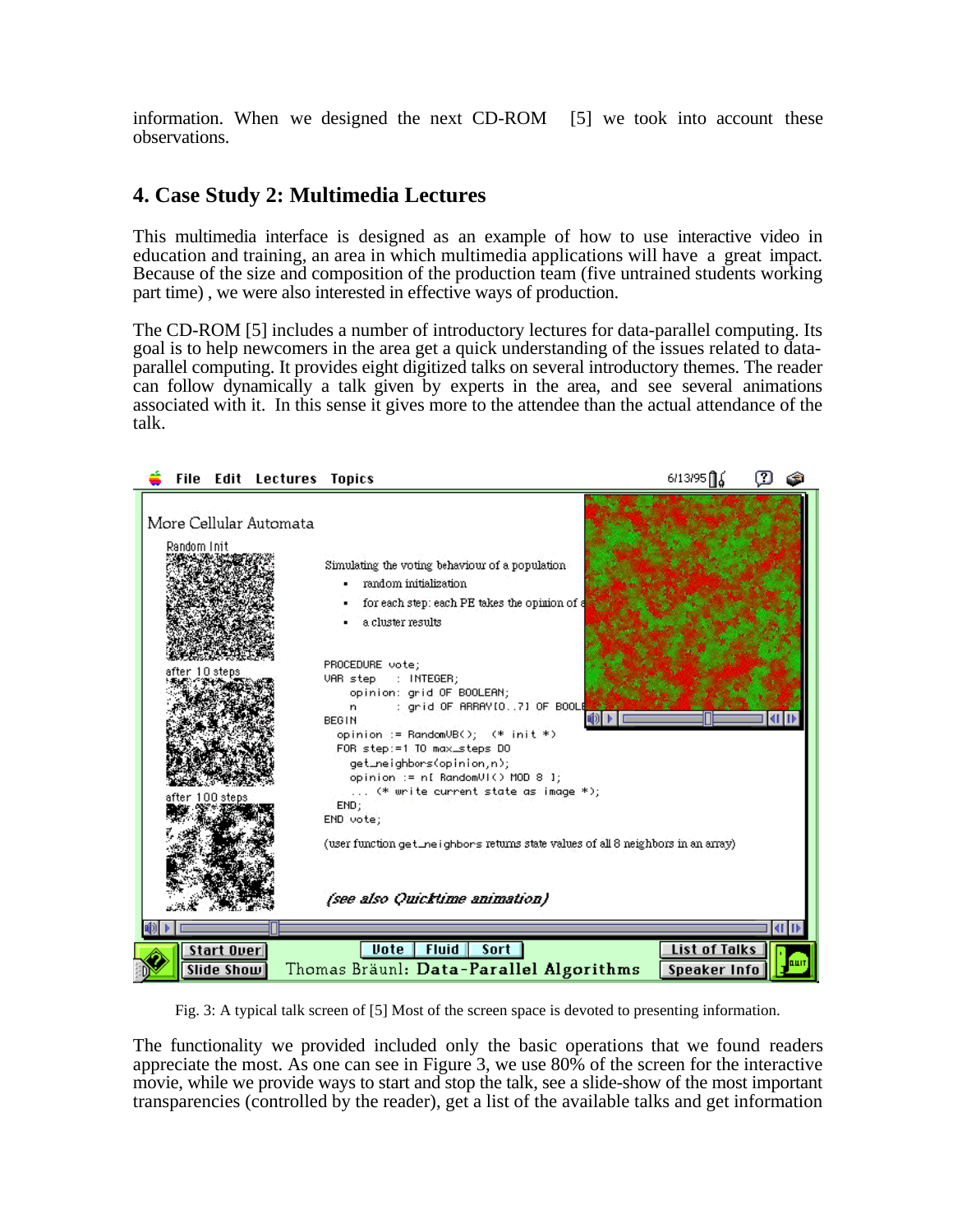information. When we designed the next CD-ROM [5] we took into account these observations.

## 4. Case Study 2: Multimedia Lectures

This multimedia interface is designed as an example of how to use interactive video in education and training, an area in which multimedia applications will have a great impact. Because of the size and composition of the production team (five untrained students working part time) , we were also interested in effective ways of production.

The CD-ROM [5] includes a number of introductory lectures for data-parallel computing. Its goal is to help newcomers in the area get a quick understanding of the issues related to data-parallel computing. It provides eight digitized talks on several introductory themes. The reader can follow dynamically a talk given by experts in the area, and see several animations associated with it. In this sense it gives more to the attendee than the actual attendance of the talk.

Fig. 3: A typical talk screen of [5] Most of the screen space is devoted to presenting information.

The functionality we provided included only the basic operations that we found readers appreciate the most. As one can see in Figure 3, we use 80% of the screen for the interactive movie, while we provide ways to start and stop the talk, see a slide-show of the most important transparencies (controlled by the reader), get a list of the available talks and get information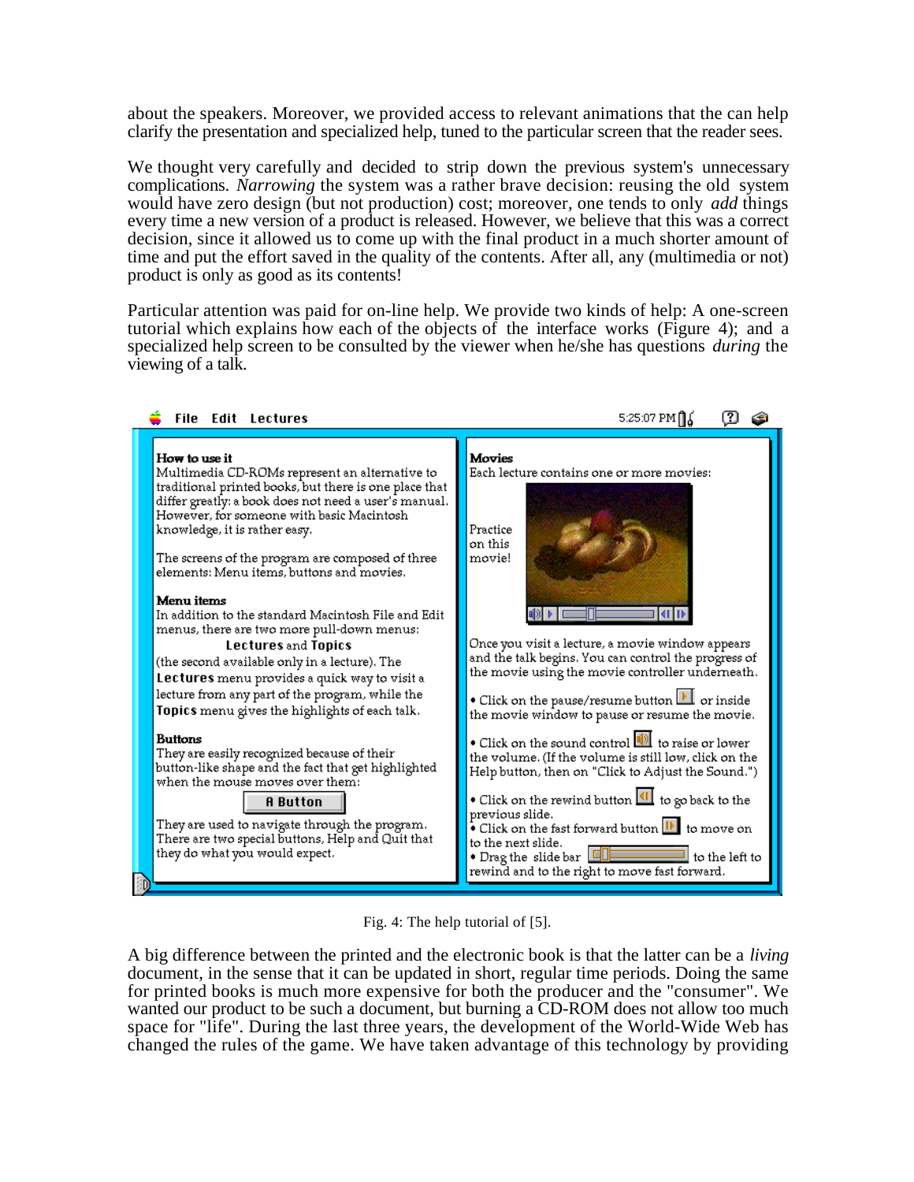about the speakers. Moreover, we provided access to relevant animations that the can help clarify the presentation and specialized help, tuned to the particular screen that the reader sees.

We thought very carefully and decided to strip down the previous system's unnecessary complications. *Narrowing* the system was a rather brave decision: reusing the old system would have zero design (but not production) cost; moreover, one tends to only *add* things every time a new version of a product is released. However, we believe that this was a correct decision, since it allowed us to come up with the final product in a much shorter amount of time and put the effort saved in the quality of the contents. After all, any (multimedia or not) product is only as good as its contents!

Particular attention was paid for on-line help. We provide two kinds of help: A one-screen tutorial which explains how each of the objects of the interface works (Figure 4); and a specialized help screen to be consulted by the viewer when he/she has questions *during* the viewing of a talk.

Fig. 4: The help tutorial of [5].

A big difference between the printed and the electronic book is that the latter can be a *living* document, in the sense that it can be updated in short, regular time periods. Doing the same for printed books is much more expensive for both the producer and the "consumer". We wanted our product to be such a document, but burning a CD-ROM does not allow too much space for "life". During the last three years, the development of the World-Wide Web has changed the rules of the game. We have taken advantage of this technology by providing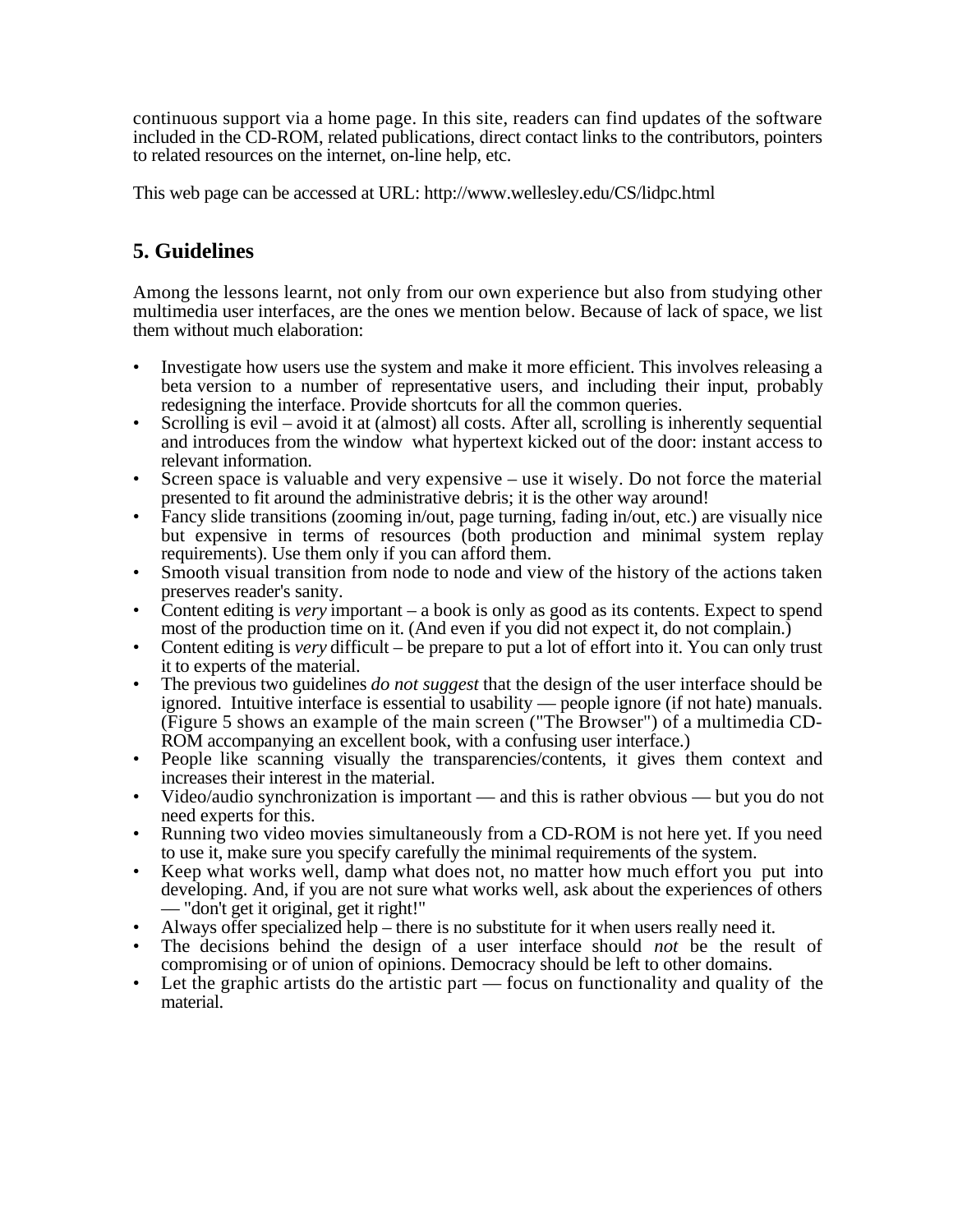continuous support via a home page. In this site, readers can find updates of the software included in the CD-ROM, related publications, direct contact links to the contributors, pointers to related resources on the internet, on-line help, etc.

This web page can be accessed at URL: http://www.wellesley.edu/CS/lidpc.html

## 5. Guidelines

Among the lessons learnt, not only from our own experience but also from studying other multimedia user interfaces, are the ones we mention below. Because of lack of space, we list them without much elaboration:

- Investigate how users use the system and make it more efficient. This involves releasing a beta version to a number of representative users, and including their input, probably redesigning the interface. Provide shortcuts for all the common queries.
- Scrolling is evil – avoid it at (almost) all costs. After all, scrolling is inherently sequential and introduces from the window what hypertext kicked out of the door: instant access to relevant information.
- Screen space is valuable and very expensive – use it wisely. Do not force the material presented to fit around the administrative debris; it is the other way around!
- Fancy slide transitions (zooming in/out, page turning, fading in/out, etc.) are visually nice but expensive in terms of resources (both production and minimal system replay requirements). Use them only if you can afford them.
- Smooth visual transition from node to node and view of the history of the actions taken preserves reader's sanity.
- Content editing is *very* important – a book is only as good as its contents. Expect to spend most of the production time on it. (And even if you did not expect it, do not complain.)
- Content editing is *very* difficult – be prepare to put a lot of effort into it. You can only trust it to experts of the material.
- The previous two guidelines *do not suggest* that the design of the user interface should be ignored. Intuitive interface is essential to usability — people ignore (if not hate) manuals. (Figure 5 shows an example of the main screen ("The Browser") of a multimedia CD-ROM accompanying an excellent book, with a confusing user interface.)
- People like scanning visually the transparencies/contents, it gives them context and increases their interest in the material.
- Video/audio synchronization is important — and this is rather obvious — but you do not need experts for this.
- Running two video movies simultaneously from a CD-ROM is not here yet. If you need to use it, make sure you specify carefully the minimal requirements of the system.
- Keep what works well, damp what does not, no matter how much effort you put into developing. And, if you are not sure what works well, ask about the experiences of others — "don't get it original, get it right!"
- Always offer specialized help – there is no substitute for it when users really need it.
- The decisions behind the design of a user interface should *not* be the result of compromising or of union of opinions. Democracy should be left to other domains.
- Let the graphic artists do the artistic part — focus on functionality and quality of the material.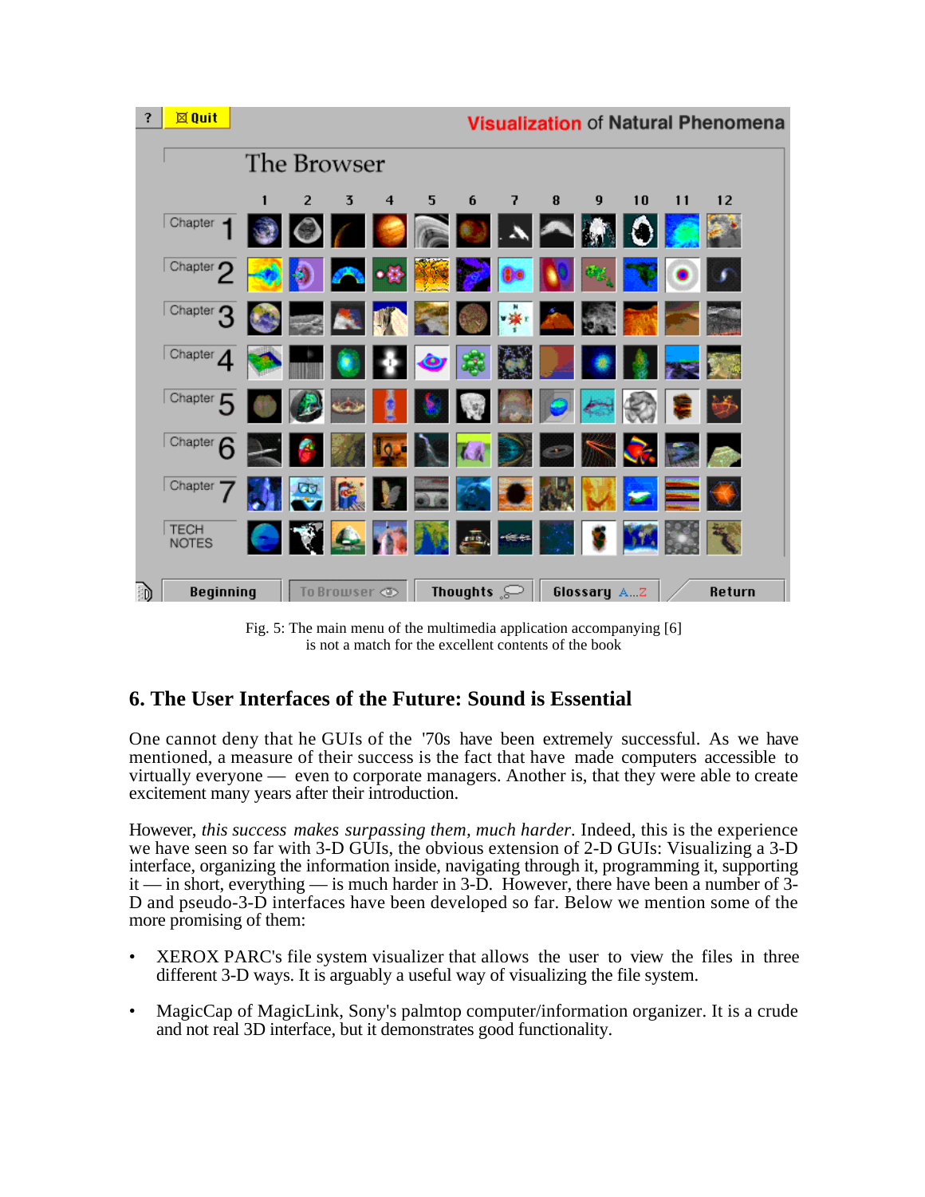Fig. 5: The main menu of the multimedia application accompanying [6] is not a match for the excellent contents of the book

## 6. The User Interfaces of the Future: Sound is Essential

One cannot deny that he GUIs of the '70s have been extremely successful. As we have mentioned, a measure of their success is the fact that have made computers accessible to virtually everyone — even to corporate managers. Another is, that they were able to create excitement many years after their introduction.

However, *this success makes surpassing them, much harder*. Indeed, this is the experience we have seen so far with 3-D GUIs, the obvious extension of 2-D GUIs: Visualizing a 3-D interface, organizing the information inside, navigating through it, programming it, supporting it — in short, everything — is much harder in 3-D. However, there have been a number of 3-D and pseudo-3-D interfaces have been developed so far. Below we mention some of the more promising of them:

- XEROX PARC's file system visualizer that allows the user to view the files in three different 3-D ways. It is arguably a useful way of visualizing the file system.
- MagicCap of MagicLink, Sony's palmtop computer/information organizer. It is a crude and not real 3D interface, but it demonstrates good functionality.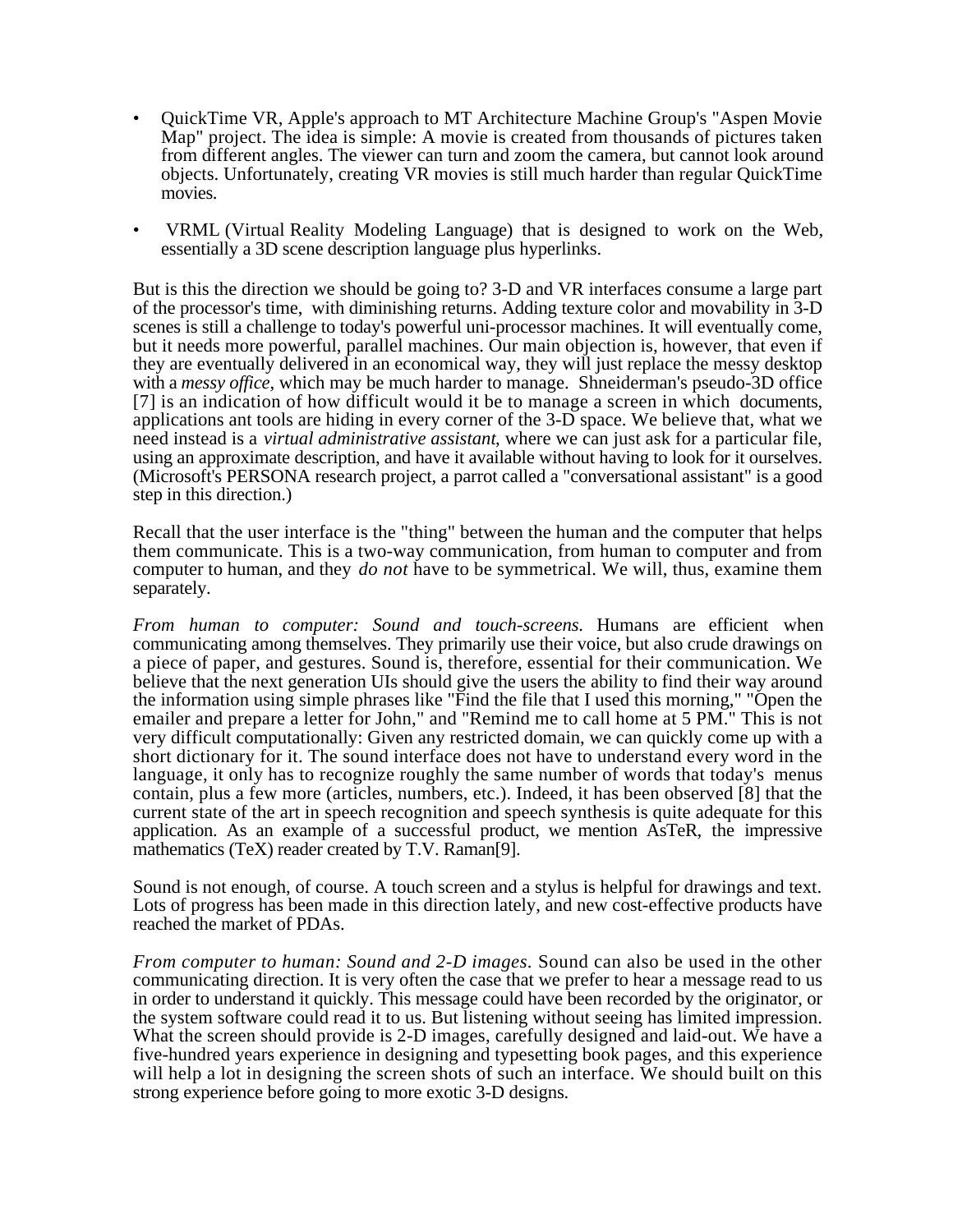- QuickTime VR, Apple's approach to MT Architecture Machine Group's "Aspen Movie Map" project. The idea is simple: A movie is created from thousands of pictures taken from different angles. The viewer can turn and zoom the camera, but cannot look around objects. Unfortunately, creating VR movies is still much harder than regular QuickTime movies.

- VRML (Virtual Reality Modeling Language) that is designed to work on the Web, essentially a 3D scene description language plus hyperlinks.

But is this the direction we should be going to? 3-D and VR interfaces consume a large part of the processor's time, with diminishing returns. Adding texture color and movability in 3-D scenes is still a challenge to today's powerful uni-processor machines. It will eventually come, but it needs more powerful, parallel machines. Our main objection is, however, that even if they are eventually delivered in an economical way, they will just replace the messy desktop with a *messy office*, which may be much harder to manage. Shneiderman's pseudo-3D office [7] is an indication of how difficult would it be to manage a screen in which documents, applications ant tools are hiding in every corner of the 3-D space. We believe that, what we need instead is a *virtual administrative assistant*, where we can just ask for a particular file, using an approximate description, and have it available without having to look for it ourselves. (Microsoft's PERSONA research project, a parrot called a "conversational assistant" is a good step in this direction.)

Recall that the user interface is the "thing" between the human and the computer that helps them communicate. This is a two-way communication, from human to computer and from computer to human, and they *do not* have to be symmetrical. We will, thus, examine them separately.

*From human to computer: Sound and touch-screens.* Humans are efficient when communicating among themselves. They primarily use their voice, but also crude drawings on a piece of paper, and gestures. Sound is, therefore, essential for their communication. We believe that the next generation UIs should give the users the ability to find their way around the information using simple phrases like "Find the file that I used this morning," "Open the emailer and prepare a letter for John," and "Remind me to call home at 5 PM." This is not very difficult computationally: Given any restricted domain, we can quickly come up with a short dictionary for it. The sound interface does not have to understand every word in the language, it only has to recognize roughly the same number of words that today's menus contain, plus a few more (articles, numbers, etc.). Indeed, it has been observed [8] that the current state of the art in speech recognition and speech synthesis is quite adequate for this application. As an example of a successful product, we mention AsTeR, the impressive mathematics (TeX) reader created by T.V. Raman[9].

Sound is not enough, of course. A touch screen and a stylus is helpful for drawings and text. Lots of progress has been made in this direction lately, and new cost-effective products have reached the market of PDAs.

*From computer to human: Sound and 2-D images.* Sound can also be used in the other communicating direction. It is very often the case that we prefer to hear a message read to us in order to understand it quickly. This message could have been recorded by the originator, or the system software could read it to us. But listening without seeing has limited impression. What the screen should provide is 2-D images, carefully designed and laid-out. We have a five-hundred years experience in designing and typesetting book pages, and this experience will help a lot in designing the screen shots of such an interface. We should built on this strong experience before going to more exotic 3-D designs.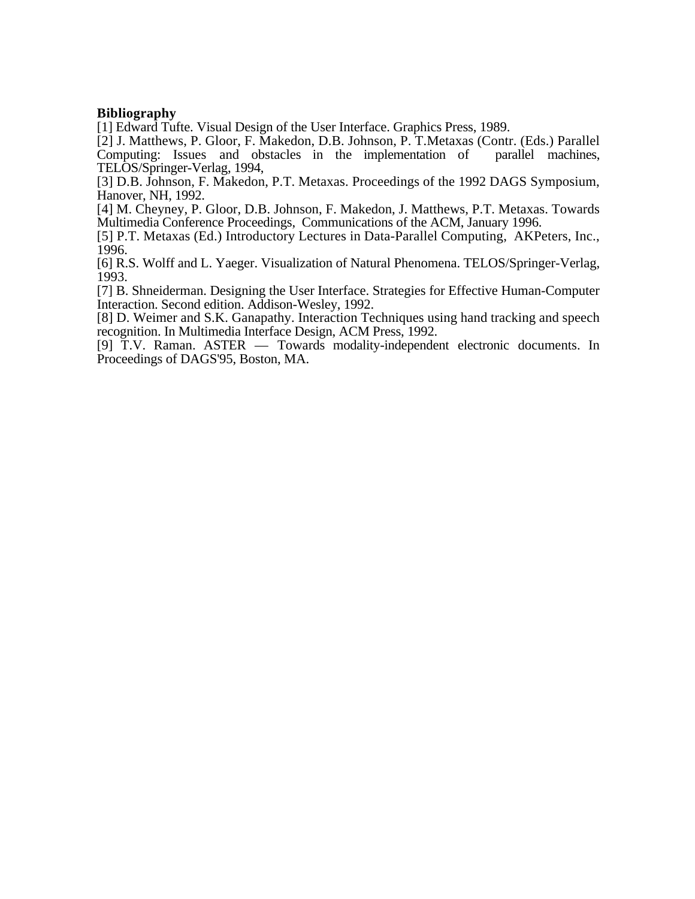**Bibliography**

[1] Edward Tufte. Visual Design of the User Interface. Graphics Press, 1989.

[2] J. Matthews, P. Gloor, F. Makedon, D.B. Johnson, P. T.Metaxas (Contr. (Eds.) Parallel Computing: Issues and obstacles in the implementation of parallel machines, TELOS/Springer-Verlag, 1994,

[3] D.B. Johnson, F. Makedon, P.T. Metaxas. Proceedings of the 1992 DAGS Symposium, Hanover, NH, 1992.

[4] M. Cheyney, P. Gloor, D.B. Johnson, F. Makedon, J. Matthews, P.T. Metaxas. Towards Multimedia Conference Proceedings, Communications of the ACM, January 1996.

[5] P.T. Metaxas (Ed.) Introductory Lectures in Data-Parallel Computing, AKPeters, Inc., 1996.

[6] R.S. Wolff and L. Yaeger. Visualization of Natural Phenomena. TELOS/Springer-Verlag, 1993.

[7] B. Shneiderman. Designing the User Interface. Strategies for Effective Human-Computer Interaction. Second edition. Addison-Wesley, 1992.

[8] D. Weimer and S.K. Ganapathy. Interaction Techniques using hand tracking and speech recognition. In Multimedia Interface Design, ACM Press, 1992.

[9] T.V. Raman. ASTER — Towards modality-independent electronic documents. In Proceedings of DAGS'95, Boston, MA.